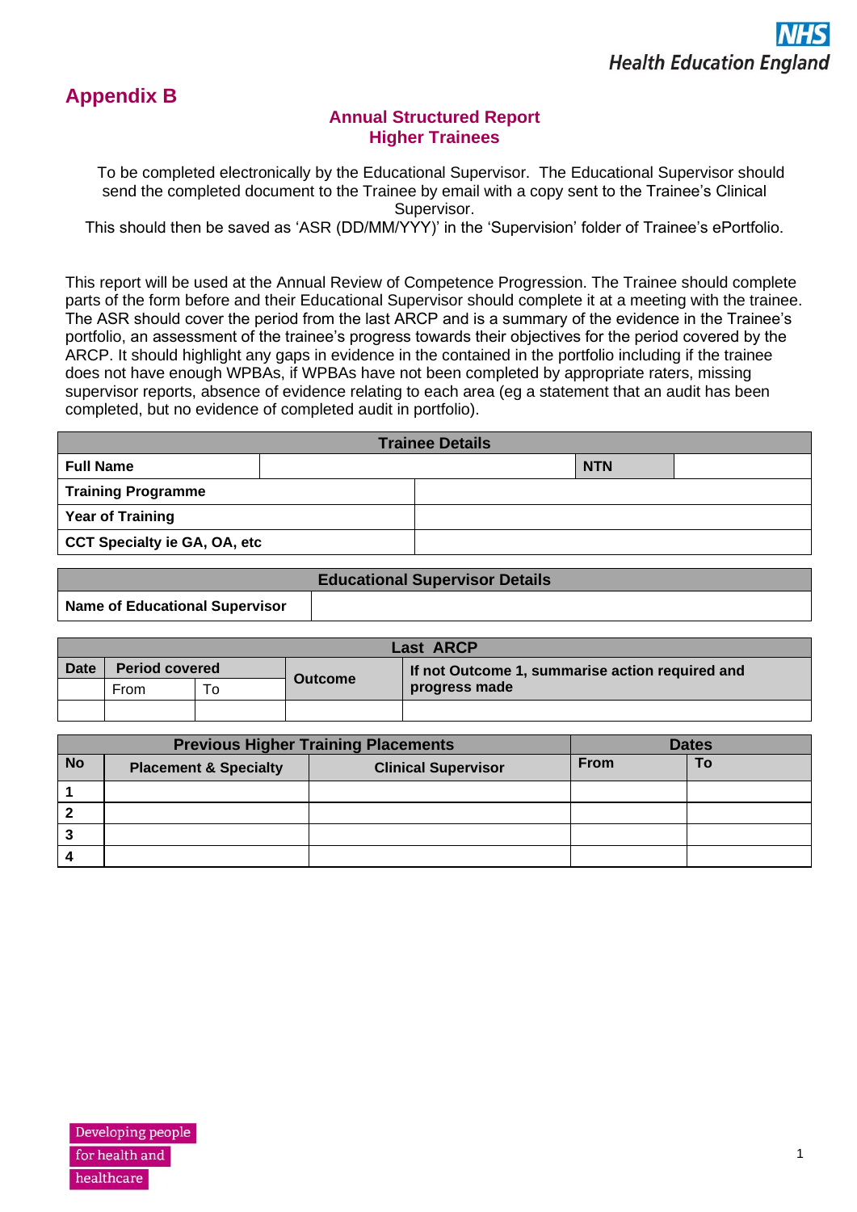# Appendix B

## Annual Structured Report
## Higher Trainees

To be completed electronically by the Educational Supervisor. The Educational Supervisor should send the completed document to the Trainee by email with a copy sent to the Trainee's Clinical Supervisor.
This should then be saved as 'ASR (DD/MM/YYY)' in the 'Supervision' folder of Trainee's ePortfolio.

This report will be used at the Annual Review of Competence Progression. The Trainee should complete parts of the form before and their Educational Supervisor should complete it at a meeting with the trainee. The ASR should cover the period from the last ARCP and is a summary of the evidence in the Trainee's portfolio, an assessment of the trainee's progress towards their objectives for the period covered by the ARCP. It should highlight any gaps in evidence in the contained in the portfolio including if the trainee does not have enough WPBAs, if WPBAs have not been completed by appropriate raters, missing supervisor reports, absence of evidence relating to each area (eg a statement that an audit has been completed, but no evidence of completed audit in portfolio).

| Trainee Details | | | |
|---|---|---|---|
| **Full Name** | | **NTN** | |
| **Training Programme** | | | |
| **Year of Training** | | | |
| **CCT Specialty ie GA, OA, etc** | | | |

| Educational Supervisor Details | |
|---|---|
| **Name of Educational Supervisor** | |

| Last ARCP | | | | |
|---|---|---|---|---|
| **Date** | **Period covered** | | **Outcome** | **If not Outcome 1, summarise action required and progress made** |
| | From | To | | |
| | | | | |

| Previous Higher Training Placements | | | Dates | |
|---|---|---|---|---|
| **No** | **Placement & Specialty** | **Clinical Supervisor** | **From** | **To** |
| **1** | | | | |
| **2** | | | | |
| **3** | | | | |
| **4** | | | | |

Developing people for health and healthcare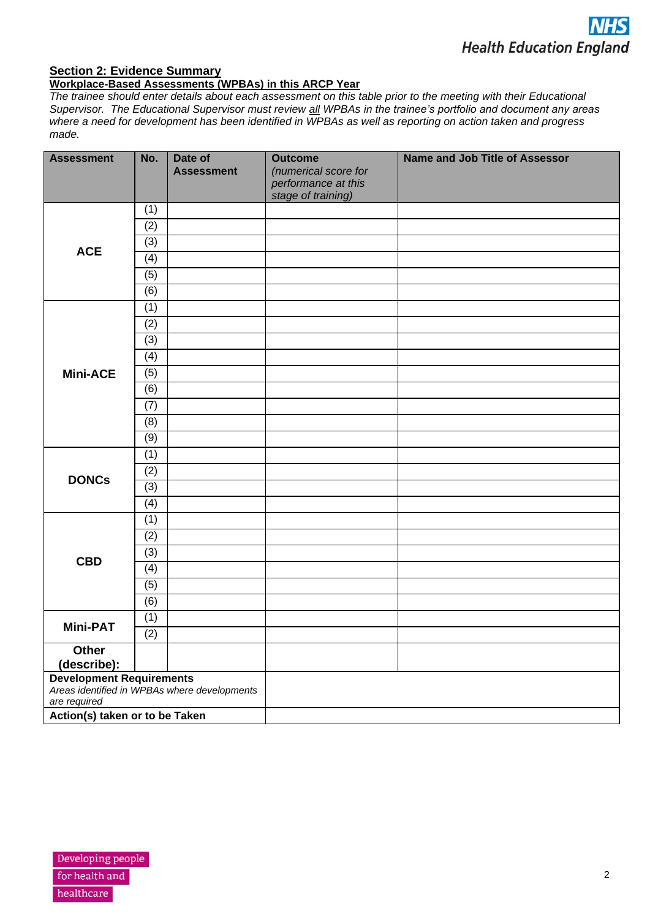## Section 2: Evidence Summary

### Workplace-Based Assessments (WPBAs) in this ARCP Year

*The trainee should enter details about each assessment on this table prior to the meeting with their Educational Supervisor. The Educational Supervisor must review all WPBAs in the trainee's portfolio and document any areas where a need for development has been identified in WPBAs as well as reporting on action taken and progress made.*

| Assessment | No. | Date of Assessment | Outcome *(numerical score for performance at this stage of training)* | Name and Job Title of Assessor |
|---|---|---|---|---|
| **ACE** | (1) | | | |
| | (2) | | | |
| | (3) | | | |
| | (4) | | | |
| | (5) | | | |
| | (6) | | | |
| **Mini-ACE** | (1) | | | |
| | (2) | | | |
| | (3) | | | |
| | (4) | | | |
| | (5) | | | |
| | (6) | | | |
| | (7) | | | |
| | (8) | | | |
| | (9) | | | |
| **DONCs** | (1) | | | |
| | (2) | | | |
| | (3) | | | |
| | (4) | | | |
| **CBD** | (1) | | | |
| | (2) | | | |
| | (3) | | | |
| | (4) | | | |
| | (5) | | | |
| | (6) | | | |
| **Mini-PAT** | (1) | | | |
| | (2) | | | |
| **Other (describe):** | | | | |
| **Development Requirements** *Areas identified in WPBAs where developments are required* | | | | |
| **Action(s) taken or to be Taken** | | | | |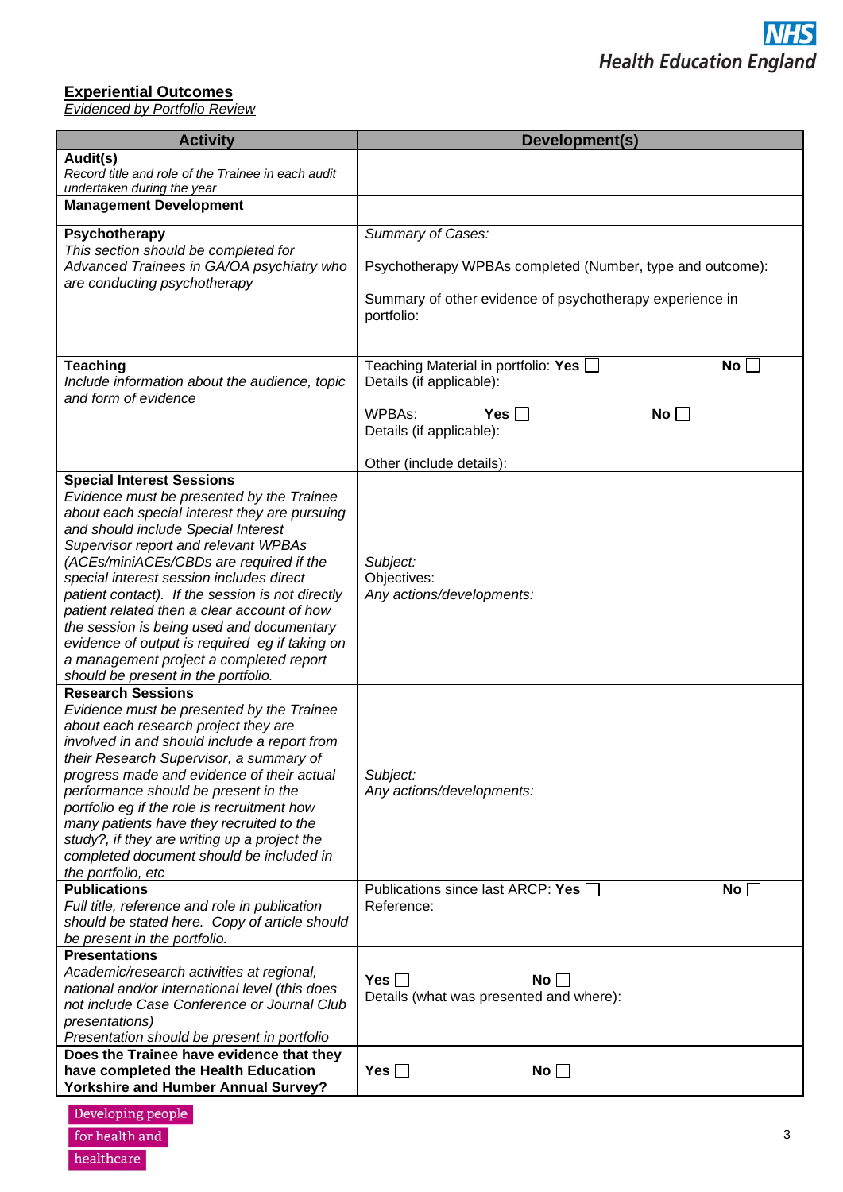**Experiential Outcomes**
*Evidenced by Portfolio Review*

| Activity | Development(s) |
|---|---|
| **Audit(s)**<br>*Record title and role of the Trainee in each audit undertaken during the year* | |
| **Management Development** | |
| **Psychotherapy**<br>*This section should be completed for Advanced Trainees in GA/OA psychiatry who are conducting psychotherapy* | *Summary of Cases:*<br><br>Psychotherapy WPBAs completed (Number, type and outcome):<br><br>Summary of other evidence of psychotherapy experience in portfolio: |
| **Teaching**<br>*Include information about the audience, topic and form of evidence* | Teaching Material in portfolio: **Yes** ☐ **No** ☐<br>Details (if applicable):<br><br>WPBAs: **Yes** ☐ **No** ☐<br>Details (if applicable):<br><br>Other (include details): |
| **Special Interest Sessions**<br>*Evidence must be presented by the Trainee about each special interest they are pursuing and should include Special Interest Supervisor report and relevant WPBAs (ACEs/miniACEs/CBDs are required if the special interest session includes direct patient contact). If the session is not directly patient related then a clear account of how the session is being used and documentary evidence of output is required eg if taking on a management project a completed report should be present in the portfolio.* | *Subject:*<br>Objectives:<br>*Any actions/developments:* |
| **Research Sessions**<br>*Evidence must be presented by the Trainee about each research project they are involved in and should include a report from their Research Supervisor, a summary of progress made and evidence of their actual performance should be present in the portfolio eg if the role is recruitment how many patients have they recruited to the study?, if they are writing up a project the completed document should be included in the portfolio, etc* | *Subject:*<br>*Any actions/developments:* |
| **Publications**<br>*Full title, reference and role in publication should be stated here. Copy of article should be present in the portfolio.* | Publications since last ARCP: **Yes** ☐ **No** ☐<br>Reference: |
| **Presentations**<br>*Academic/research activities at regional, national and/or international level (this does not include Case Conference or Journal Club presentations)*<br>*Presentation should be present in portfolio* | **Yes** ☐ **No** ☐<br>Details (what was presented and where): |
| **Does the Trainee have evidence that they have completed the Health Education Yorkshire and Humber Annual Survey?** | **Yes** ☐ **No** ☐ |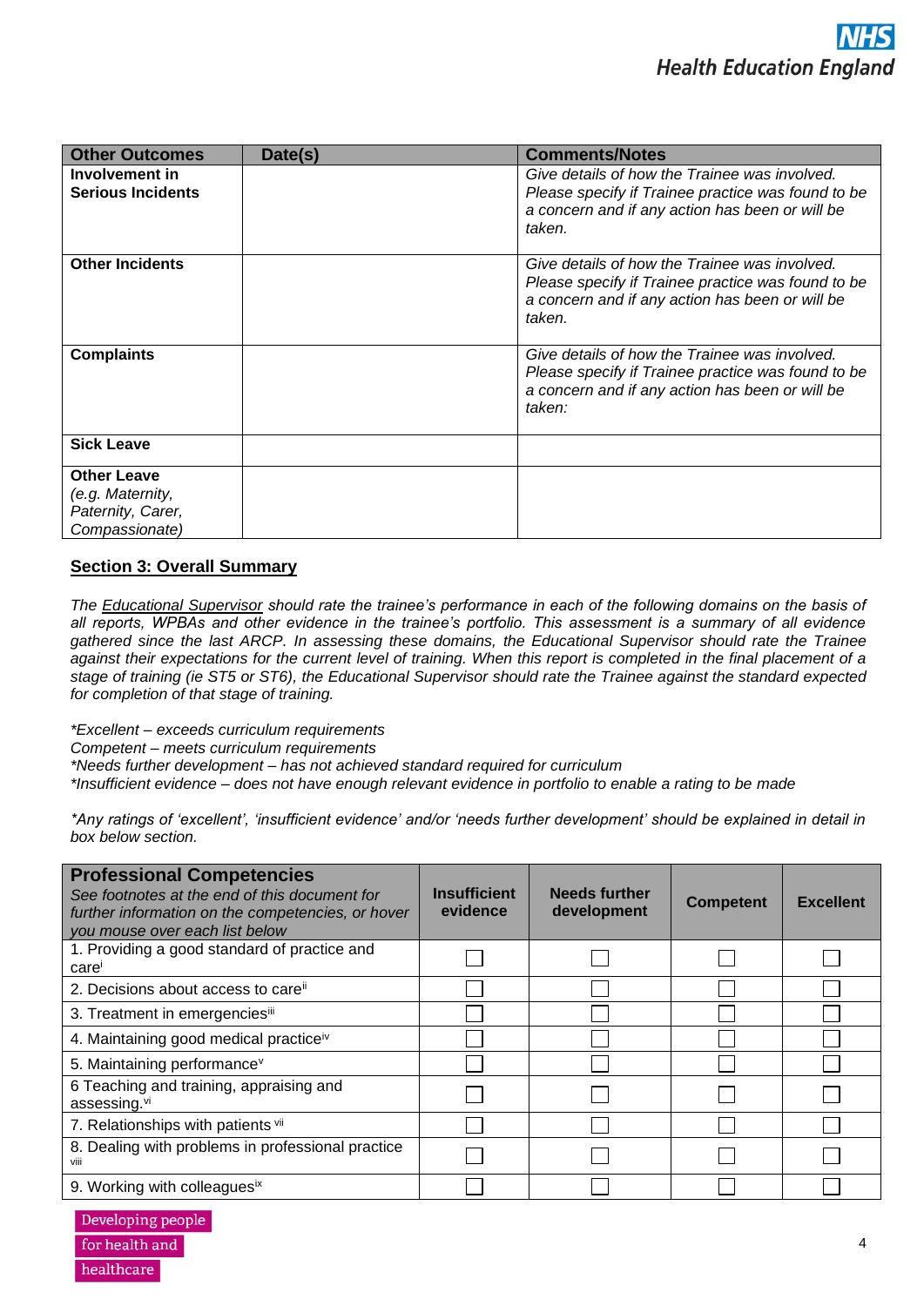| Other Outcomes | Date(s) | Comments/Notes |
|---|---|---|
| **Involvement in Serious Incidents** | | *Give details of how the Trainee was involved. Please specify if Trainee practice was found to be a concern and if any action has been or will be taken.* |
| **Other Incidents** | | *Give details of how the Trainee was involved. Please specify if Trainee practice was found to be a concern and if any action has been or will be taken.* |
| **Complaints** | | *Give details of how the Trainee was involved. Please specify if Trainee practice was found to be a concern and if any action has been or will be taken:* |
| **Sick Leave** | | |
| **Other Leave** *(e.g. Maternity, Paternity, Carer, Compassionate)* | | |

## Section 3: Overall Summary

*The Educational Supervisor should rate the trainee's performance in each of the following domains on the basis of all reports, WPBAs and other evidence in the trainee's portfolio. This assessment is a summary of all evidence gathered since the last ARCP. In assessing these domains, the Educational Supervisor should rate the Trainee against their expectations for the current level of training. When this report is completed in the final placement of a stage of training (ie ST5 or ST6), the Educational Supervisor should rate the Trainee against the standard expected for completion of that stage of training.*

*\*Excellent – exceeds curriculum requirements*
*Competent – meets curriculum requirements*
*\*Needs further development – has not achieved standard required for curriculum*
*\*Insufficient evidence – does not have enough relevant evidence in portfolio to enable a rating to be made*

*\*Any ratings of 'excellent', 'insufficient evidence' and/or 'needs further development' should be explained in detail in box below section.*

| **Professional Competencies** *See footnotes at the end of this document for further information on the competencies, or hover you mouse over each list below* | Insufficient evidence | Needs further development | Competent | Excellent |
|---|---|---|---|---|
| 1. Providing a good standard of practice and care[i] | ☐ | ☐ | ☐ | ☐ |
| 2. Decisions about access to care[ii] | ☐ | ☐ | ☐ | ☐ |
| 3. Treatment in emergencies[iii] | ☐ | ☐ | ☐ | ☐ |
| 4. Maintaining good medical practice[iv] | ☐ | ☐ | ☐ | ☐ |
| 5. Maintaining performance[v] | ☐ | ☐ | ☐ | ☐ |
| 6 Teaching and training, appraising and assessing.[vi] | ☐ | ☐ | ☐ | ☐ |
| 7. Relationships with patients [vii] | ☐ | ☐ | ☐ | ☐ |
| 8. Dealing with problems in professional practice [viii] | ☐ | ☐ | ☐ | ☐ |
| 9. Working with colleagues[ix] | ☐ | ☐ | ☐ | ☐ |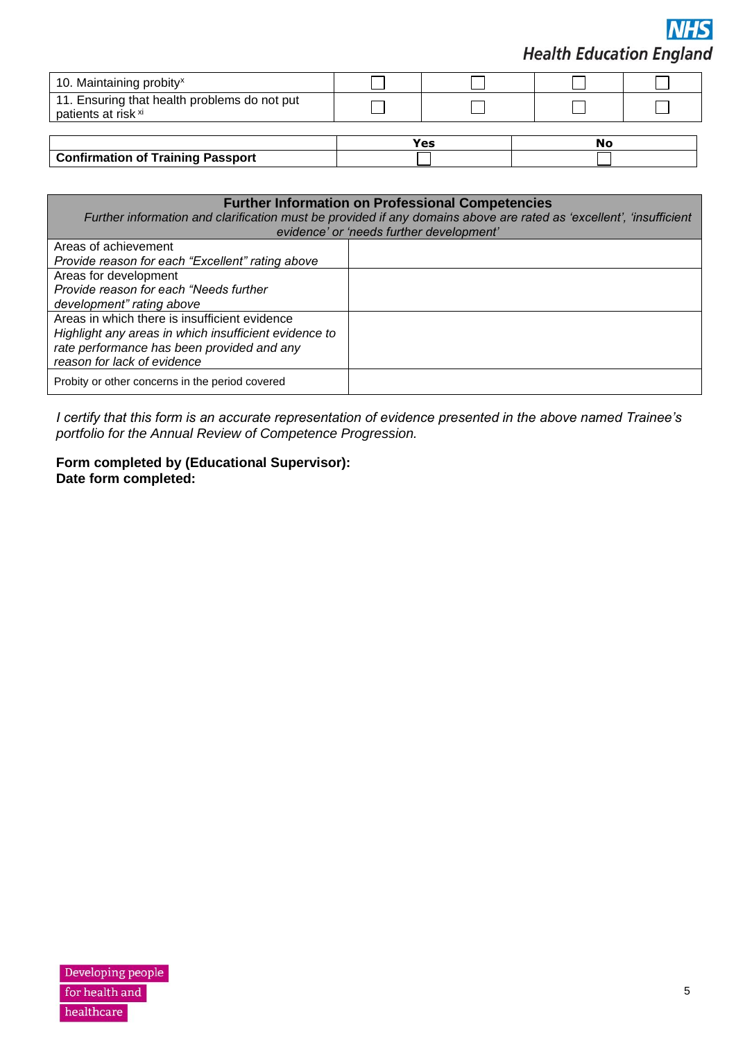| | | | | |
|---|---|---|---|---|
| 10. Maintaining probity[x] | ☐ | ☐ | ☐ | ☐ |
| 11. Ensuring that health problems do not put patients at risk [xi] | ☐ | ☐ | ☐ | ☐ |

| | Yes | No |
|---|---|---|
| **Confirmation of Training Passport** | ☐ | ☐ |

| **Further Information on Professional Competencies** *Further information and clarification must be provided if any domains above are rated as 'excellent', 'insufficient evidence' or 'needs further development'* | |
|---|---|
| Areas of achievement *Provide reason for each "Excellent" rating above* | |
| Areas for development *Provide reason for each "Needs further development" rating above* | |
| Areas in which there is insufficient evidence *Highlight any areas in which insufficient evidence to rate performance has been provided and any reason for lack of evidence* | |
| Probity or other concerns in the period covered | |

*I certify that this form is an accurate representation of evidence presented in the above named Trainee's portfolio for the Annual Review of Competence Progression.*

**Form completed by (Educational Supervisor):**
**Date form completed:**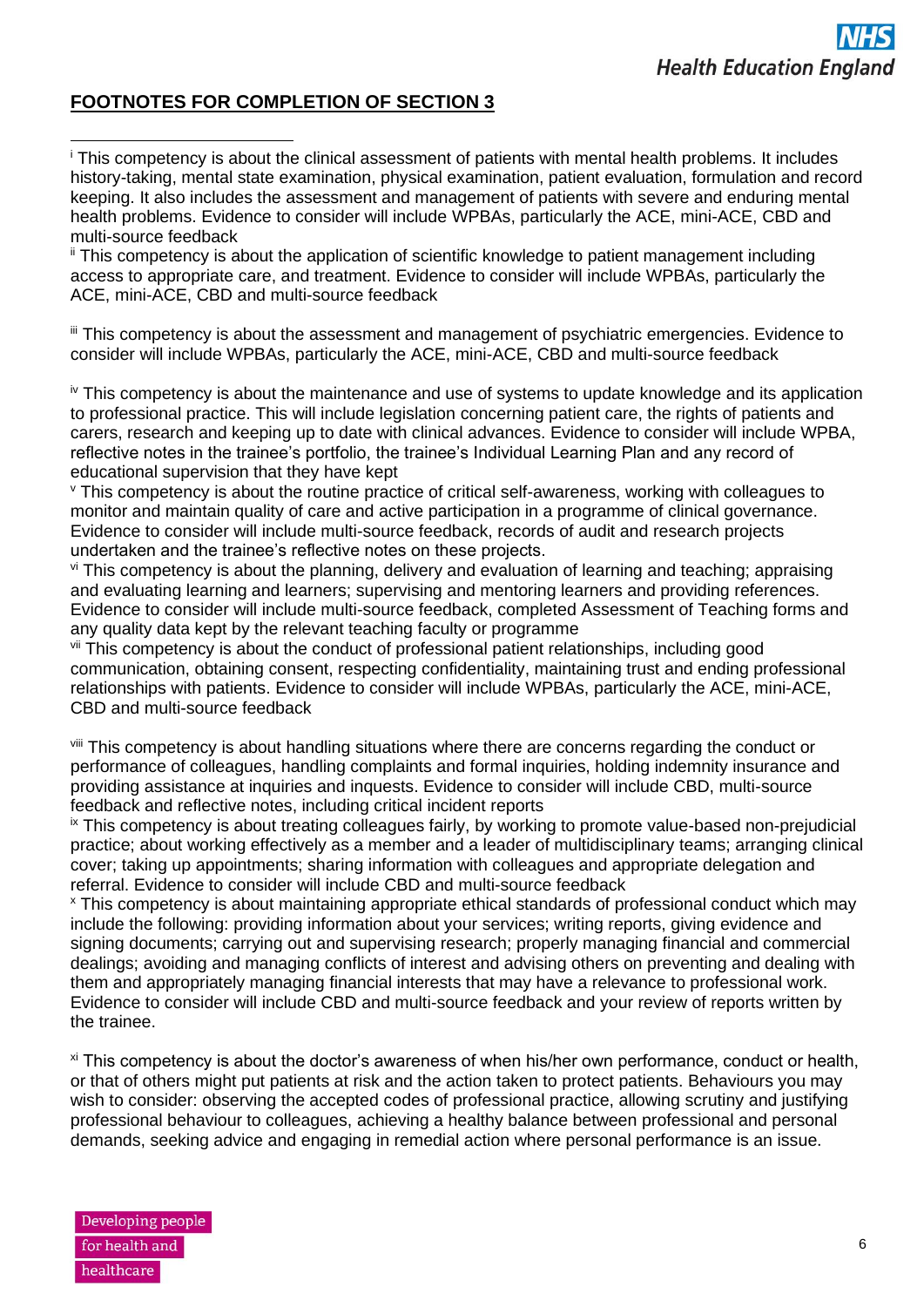**FOOTNOTES FOR COMPLETION OF SECTION 3**

[i] This competency is about the clinical assessment of patients with mental health problems. It includes history-taking, mental state examination, physical examination, patient evaluation, formulation and record keeping. It also includes the assessment and management of patients with severe and enduring mental health problems. Evidence to consider will include WPBAs, particularly the ACE, mini-ACE, CBD and multi-source feedback

[ii] This competency is about the application of scientific knowledge to patient management including access to appropriate care, and treatment. Evidence to consider will include WPBAs, particularly the ACE, mini-ACE, CBD and multi-source feedback

[iii] This competency is about the assessment and management of psychiatric emergencies. Evidence to consider will include WPBAs, particularly the ACE, mini-ACE, CBD and multi-source feedback

[iv] This competency is about the maintenance and use of systems to update knowledge and its application to professional practice. This will include legislation concerning patient care, the rights of patients and carers, research and keeping up to date with clinical advances. Evidence to consider will include WPBA, reflective notes in the trainee's portfolio, the trainee's Individual Learning Plan and any record of educational supervision that they have kept

[v] This competency is about the routine practice of critical self-awareness, working with colleagues to monitor and maintain quality of care and active participation in a programme of clinical governance. Evidence to consider will include multi-source feedback, records of audit and research projects undertaken and the trainee's reflective notes on these projects.

[vi] This competency is about the planning, delivery and evaluation of learning and teaching; appraising and evaluating learning and learners; supervising and mentoring learners and providing references. Evidence to consider will include multi-source feedback, completed Assessment of Teaching forms and any quality data kept by the relevant teaching faculty or programme

[vii] This competency is about the conduct of professional patient relationships, including good communication, obtaining consent, respecting confidentiality, maintaining trust and ending professional relationships with patients. Evidence to consider will include WPBAs, particularly the ACE, mini-ACE, CBD and multi-source feedback

[viii] This competency is about handling situations where there are concerns regarding the conduct or performance of colleagues, handling complaints and formal inquiries, holding indemnity insurance and providing assistance at inquiries and inquests. Evidence to consider will include CBD, multi-source feedback and reflective notes, including critical incident reports

[ix] This competency is about treating colleagues fairly, by working to promote value-based non-prejudicial practice; about working effectively as a member and a leader of multidisciplinary teams; arranging clinical cover; taking up appointments; sharing information with colleagues and appropriate delegation and referral. Evidence to consider will include CBD and multi-source feedback

[x] This competency is about maintaining appropriate ethical standards of professional conduct which may include the following: providing information about your services; writing reports, giving evidence and signing documents; carrying out and supervising research; properly managing financial and commercial dealings; avoiding and managing conflicts of interest and advising others on preventing and dealing with them and appropriately managing financial interests that may have a relevance to professional work. Evidence to consider will include CBD and multi-source feedback and your review of reports written by the trainee.

[xi] This competency is about the doctor's awareness of when his/her own performance, conduct or health, or that of others might put patients at risk and the action taken to protect patients. Behaviours you may wish to consider: observing the accepted codes of professional practice, allowing scrutiny and justifying professional behaviour to colleagues, achieving a healthy balance between professional and personal demands, seeking advice and engaging in remedial action where personal performance is an issue.